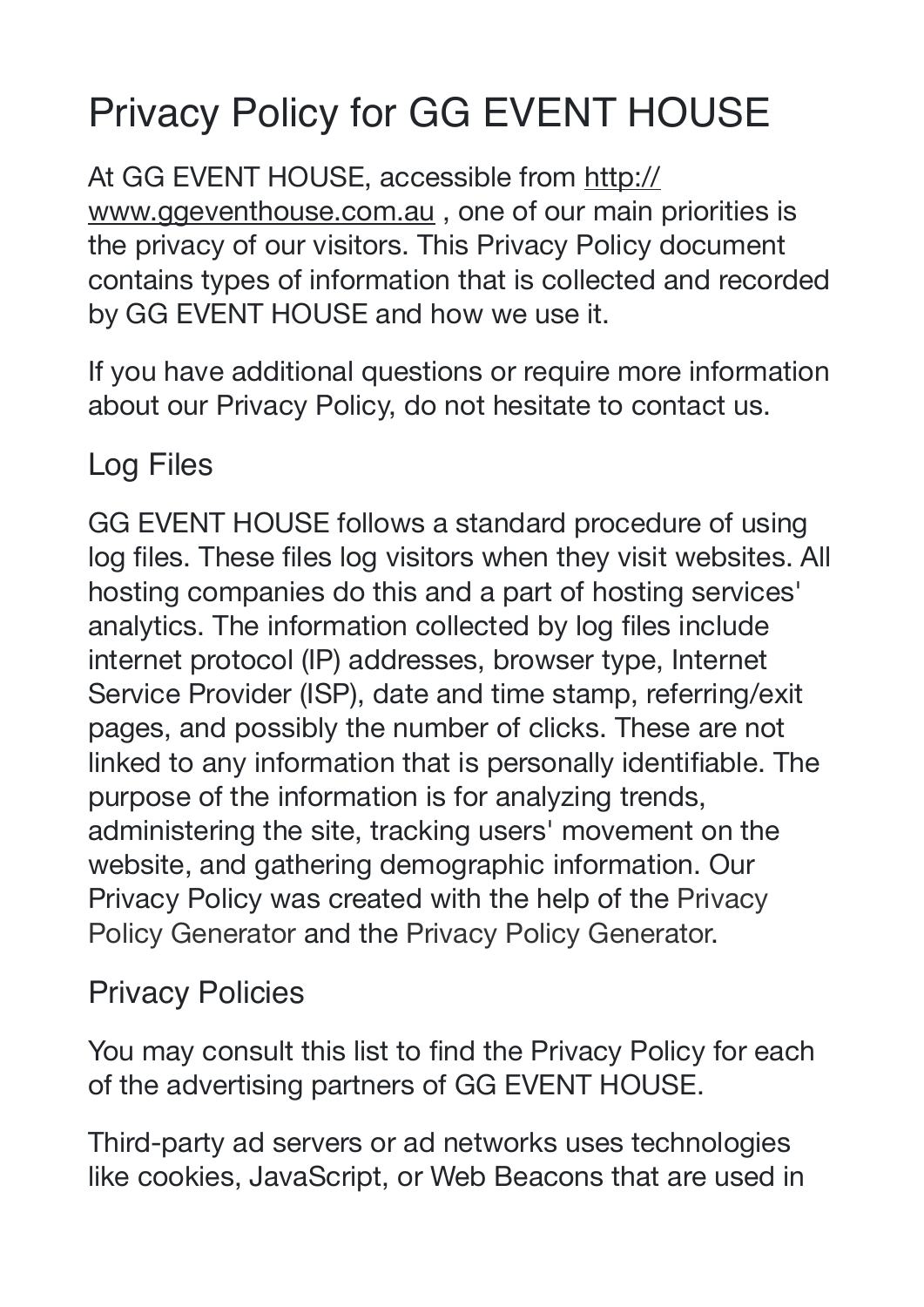# Privacy Policy for GG EVENT HOUSE

At GG EVENT HOUSE, accessible from http://www.ggeventhouse.com.au , one of our main priorities is the privacy of our visitors. This Privacy Policy document contains types of information that is collected and recorded by GG EVENT HOUSE and how we use it.

If you have additional questions or require more information about our Privacy Policy, do not hesitate to contact us.

## Log Files

GG EVENT HOUSE follows a standard procedure of using log files. These files log visitors when they visit websites. All hosting companies do this and a part of hosting services' analytics. The information collected by log files include internet protocol (IP) addresses, browser type, Internet Service Provider (ISP), date and time stamp, referring/exit pages, and possibly the number of clicks. These are not linked to any information that is personally identifiable. The purpose of the information is for analyzing trends, administering the site, tracking users' movement on the website, and gathering demographic information. Our Privacy Policy was created with the help of the Privacy Policy Generator and the Privacy Policy Generator.

## Privacy Policies

You may consult this list to find the Privacy Policy for each of the advertising partners of GG EVENT HOUSE.

Third-party ad servers or ad networks uses technologies like cookies, JavaScript, or Web Beacons that are used in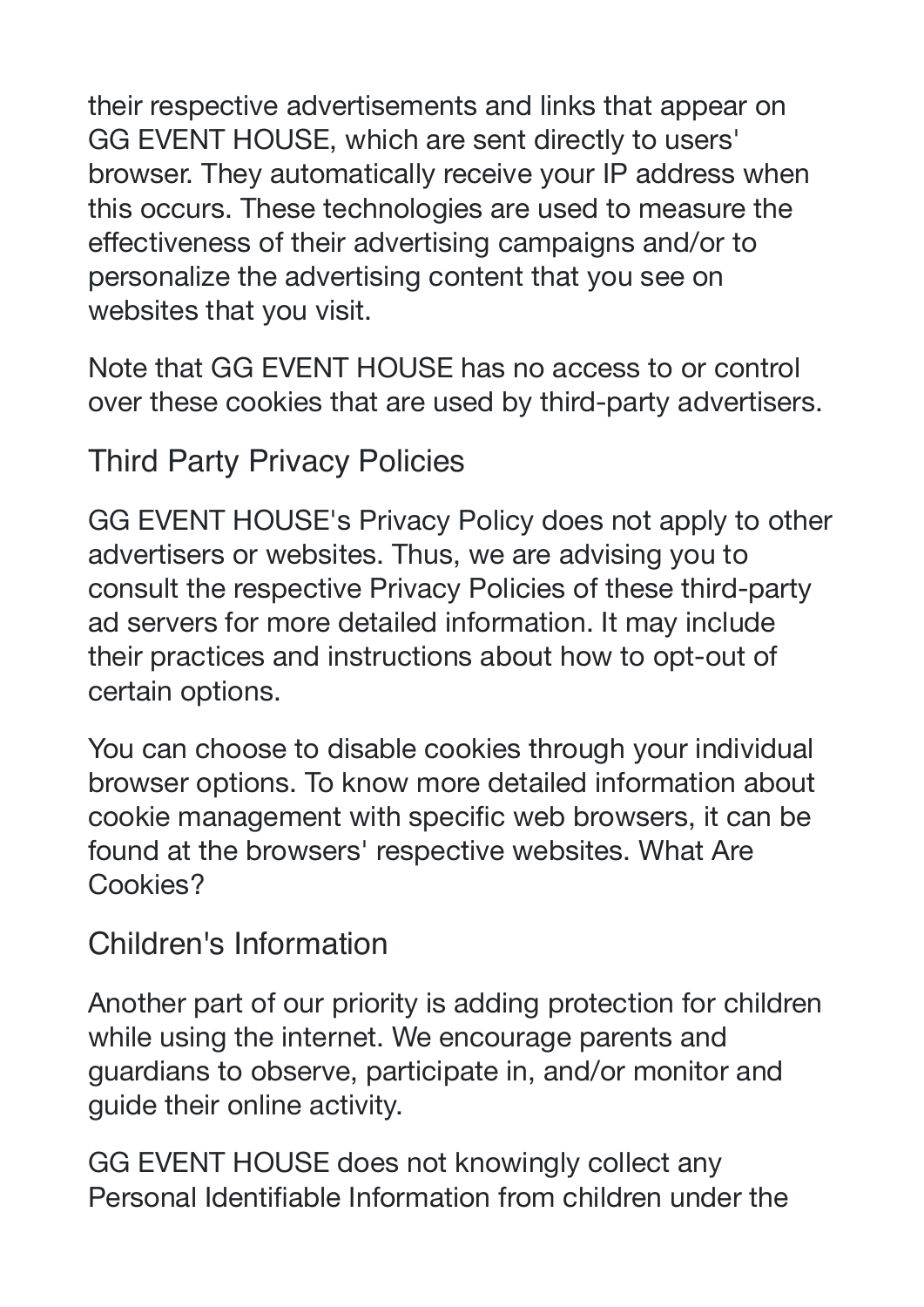their respective advertisements and links that appear on GG EVENT HOUSE, which are sent directly to users' browser. They automatically receive your IP address when this occurs. These technologies are used to measure the effectiveness of their advertising campaigns and/or to personalize the advertising content that you see on websites that you visit.

Note that GG EVENT HOUSE has no access to or control over these cookies that are used by third-party advertisers.

## Third Party Privacy Policies

GG EVENT HOUSE's Privacy Policy does not apply to other advertisers or websites. Thus, we are advising you to consult the respective Privacy Policies of these third-party ad servers for more detailed information. It may include their practices and instructions about how to opt-out of certain options.

You can choose to disable cookies through your individual browser options. To know more detailed information about cookie management with specific web browsers, it can be found at the browsers' respective websites. What Are Cookies?

## Children's Information

Another part of our priority is adding protection for children while using the internet. We encourage parents and guardians to observe, participate in, and/or monitor and guide their online activity.

GG EVENT HOUSE does not knowingly collect any Personal Identifiable Information from children under the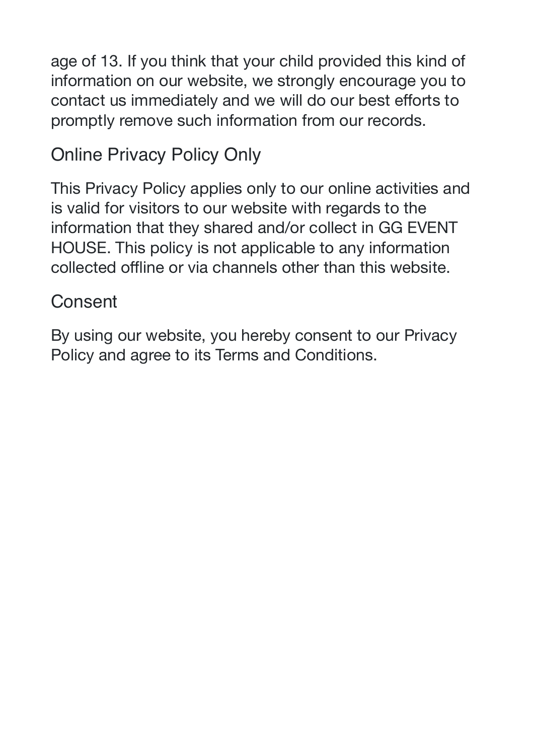age of 13. If you think that your child provided this kind of information on our website, we strongly encourage you to contact us immediately and we will do our best efforts to promptly remove such information from our records.

## Online Privacy Policy Only

This Privacy Policy applies only to our online activities and is valid for visitors to our website with regards to the information that they shared and/or collect in GG EVENT HOUSE. This policy is not applicable to any information collected offline or via channels other than this website.

## Consent

By using our website, you hereby consent to our Privacy Policy and agree to its Terms and Conditions.